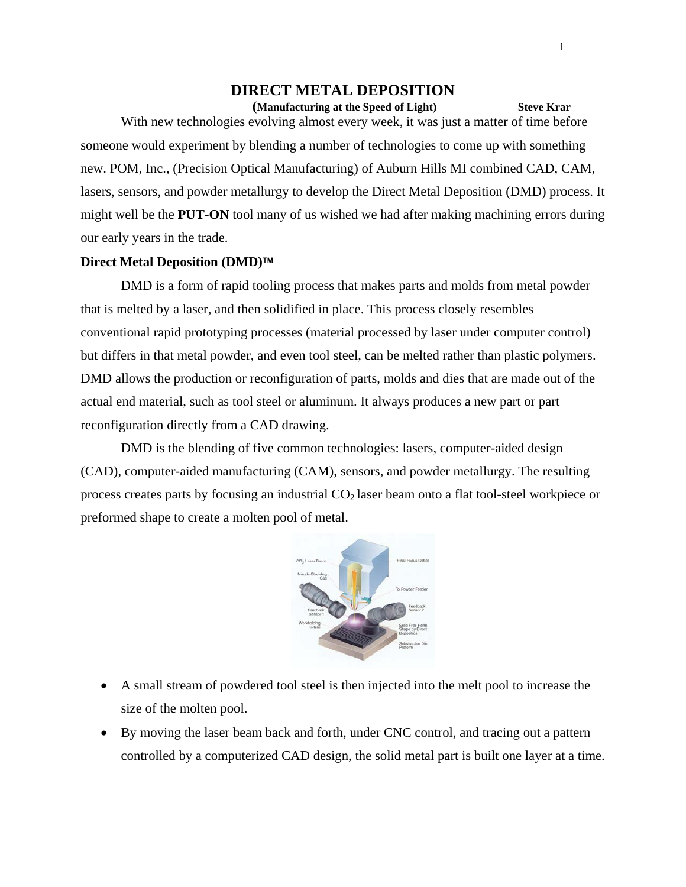# DIRECT METAL DEPOSITION

**(Manufacturing at the Speed of Light)** **Steve Krar**

With new technologies evolving almost every week, it was just a matter of time before someone would experiment by blending a number of technologies to come up with something new. POM, Inc., (Precision Optical Manufacturing) of Auburn Hills MI combined CAD, CAM, lasers, sensors, and powder metallurgy to develop the Direct Metal Deposition (DMD) process. It might well be the **PUT-ON** tool many of us wished we had after making machining errors during our early years in the trade.

**Direct Metal Deposition (DMD)™**

DMD is a form of rapid tooling process that makes parts and molds from metal powder that is melted by a laser, and then solidified in place. This process closely resembles conventional rapid prototyping processes (material processed by laser under computer control) but differs in that metal powder, and even tool steel, can be melted rather than plastic polymers. DMD allows the production or reconfiguration of parts, molds and dies that are made out of the actual end material, such as tool steel or aluminum. It always produces a new part or part reconfiguration directly from a CAD drawing.

DMD is the blending of five common technologies: lasers, computer-aided design (CAD), computer-aided manufacturing (CAM), sensors, and powder metallurgy. The resulting process creates parts by focusing an industrial $CO_2$ laser beam onto a flat tool-steel workpiece or preformed shape to create a molten pool of metal.

- A small stream of powdered tool steel is then injected into the melt pool to increase the size of the molten pool.
- By moving the laser beam back and forth, under CNC control, and tracing out a pattern controlled by a computerized CAD design, the solid metal part is built one layer at a time.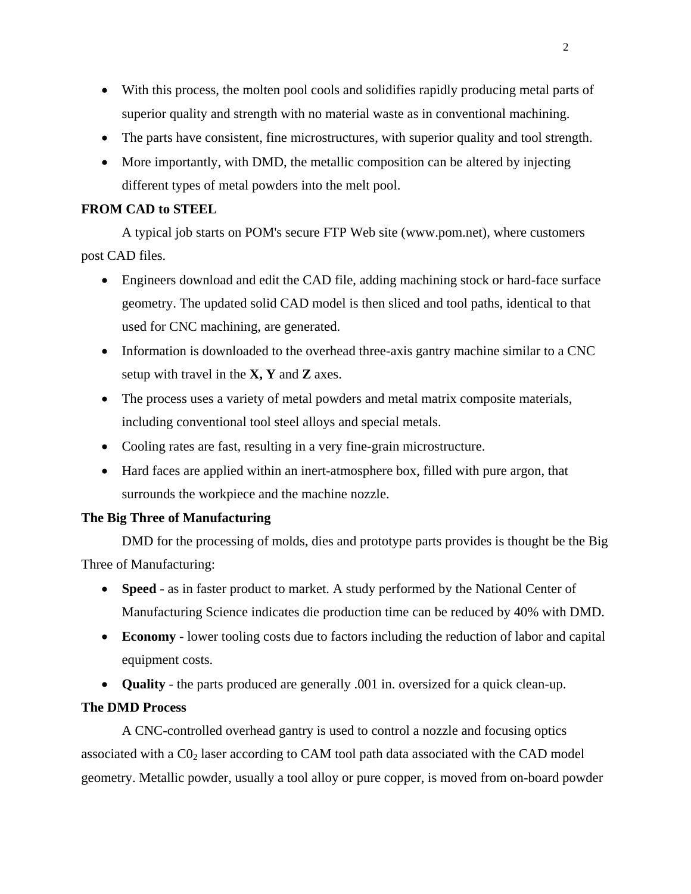- With this process, the molten pool cools and solidifies rapidly producing metal parts of superior quality and strength with no material waste as in conventional machining.
- The parts have consistent, fine microstructures, with superior quality and tool strength.
- More importantly, with DMD, the metallic composition can be altered by injecting different types of metal powders into the melt pool.

**FROM CAD to STEEL**

A typical job starts on POM's secure FTP Web site (www.pom.net), where customers post CAD files.

- Engineers download and edit the CAD file, adding machining stock or hard-face surface geometry. The updated solid CAD model is then sliced and tool paths, identical to that used for CNC machining, are generated.
- Information is downloaded to the overhead three-axis gantry machine similar to a CNC setup with travel in the **X, Y** and **Z** axes.
- The process uses a variety of metal powders and metal matrix composite materials, including conventional tool steel alloys and special metals.
- Cooling rates are fast, resulting in a very fine-grain microstructure.
- Hard faces are applied within an inert-atmosphere box, filled with pure argon, that surrounds the workpiece and the machine nozzle.

**The Big Three of Manufacturing**

DMD for the processing of molds, dies and prototype parts provides is thought be the Big Three of Manufacturing:

- **Speed** - as in faster product to market. A study performed by the National Center of Manufacturing Science indicates die production time can be reduced by 40% with DMD.
- **Economy** - lower tooling costs due to factors including the reduction of labor and capital equipment costs.
- **Quality** - the parts produced are generally .001 in. oversized for a quick clean-up.

**The DMD Process**

A CNC-controlled overhead gantry is used to control a nozzle and focusing optics associated with a $C0_2$ laser according to CAM tool path data associated with the CAD model geometry. Metallic powder, usually a tool alloy or pure copper, is moved from on-board powder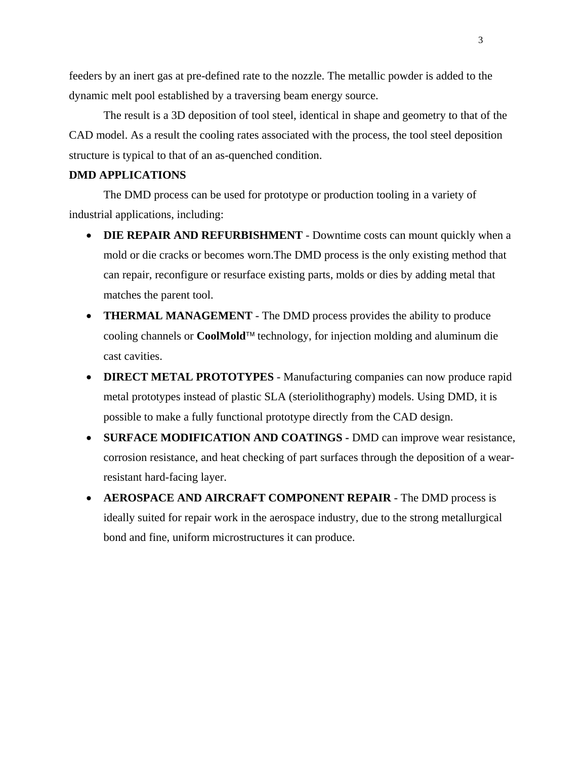feeders by an inert gas at pre-defined rate to the nozzle. The metallic powder is added to the dynamic melt pool established by a traversing beam energy source.

The result is a 3D deposition of tool steel, identical in shape and geometry to that of the CAD model. As a result the cooling rates associated with the process, the tool steel deposition structure is typical to that of an as-quenched condition.

**DMD APPLICATIONS**

The DMD process can be used for prototype or production tooling in a variety of industrial applications, including:

- **DIE REPAIR AND REFURBISHMENT** - Downtime costs can mount quickly when a mold or die cracks or becomes worn.The DMD process is the only existing method that can repair, reconfigure or resurface existing parts, molds or dies by adding metal that matches the parent tool.
- **THERMAL MANAGEMENT** - The DMD process provides the ability to produce cooling channels or **CoolMold**™ technology, for injection molding and aluminum die cast cavities.
- **DIRECT METAL PROTOTYPES** - Manufacturing companies can now produce rapid metal prototypes instead of plastic SLA (steriolithography) models. Using DMD, it is possible to make a fully functional prototype directly from the CAD design.
- **SURFACE MODIFICATION AND COATINGS -** DMD can improve wear resistance, corrosion resistance, and heat checking of part surfaces through the deposition of a wear-resistant hard-facing layer.
- **AEROSPACE AND AIRCRAFT COMPONENT REPAIR** - The DMD process is ideally suited for repair work in the aerospace industry, due to the strong metallurgical bond and fine, uniform microstructures it can produce.